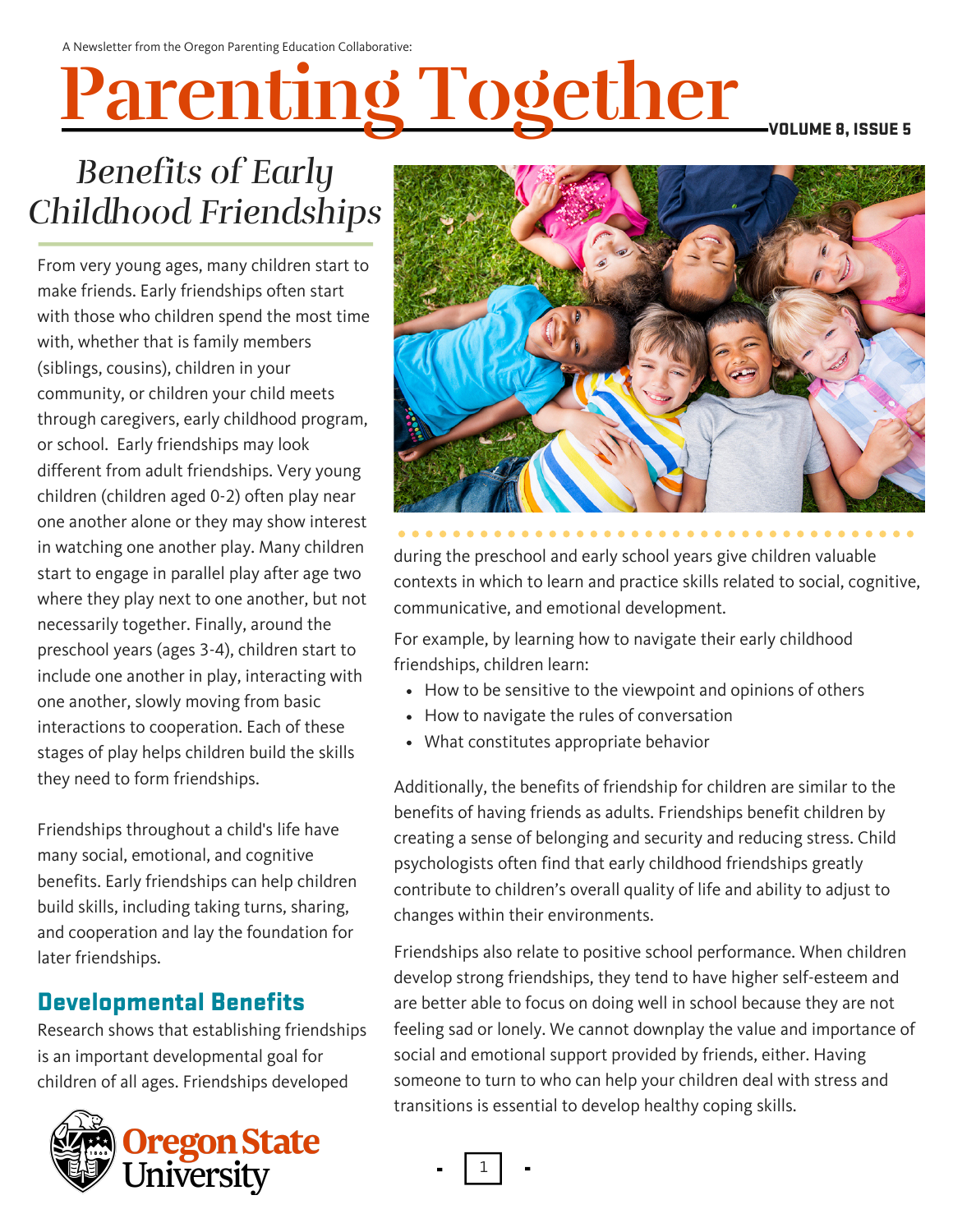A Newsletter from the Oregon Parenting Education Collaborative:

# Parenting Together

VOLUME 8, ISSUE 5

## *Benefits of Early Childhood Friendships*

From very young ages, many children start to make friends. Early friendships often start with those who children spend the most time with, whether that is family members (siblings, cousins), children in your community, or children your child meets through caregivers, early childhood program, or school. Early friendships may look different from adult friendships. Very young children (children aged 0-2) often play near one another alone or they may show interest in watching one another play. Many children start to engage in parallel play after age two where they play next to one another, but not necessarily together. Finally, around the preschool years (ages 3-4), children start to include one another in play, interacting with one another, slowly moving from basic interactions to cooperation. Each of these stages of play helps children build the skills they need to form friendships.

Friendships throughout a child's life have many social, emotional, and cognitive benefits. Early friendships can help children build skills, including taking turns, sharing, and cooperation and lay the foundation for later friendships.

### Developmental Benefits

Research shows that establishing friendships is an important developmental goal for children of all ages. Friendships developed during the preschool and early school years give children valuable contexts in which to learn and practice skills related to social, cognitive, communicative, and emotional development.

For example, by learning how to navigate their early childhood friendships, children learn:

- How to be sensitive to the viewpoint and opinions of others
- How to navigate the rules of conversation
- What constitutes appropriate behavior

Additionally, the benefits of friendship for children are similar to the benefits of having friends as adults. Friendships benefit children by creating a sense of belonging and security and reducing stress. Child psychologists often find that early childhood friendships greatly contribute to children's overall quality of life and ability to adjust to changes within their environments.

Friendships also relate to positive school performance. When children develop strong friendships, they tend to have higher self-esteem and are better able to focus on doing well in school because they are not feeling sad or lonely. We cannot downplay the value and importance of social and emotional support provided by friends, either. Having someone to turn to who can help your children deal with stress and transitions is essential to develop healthy coping skills.

Oregon State University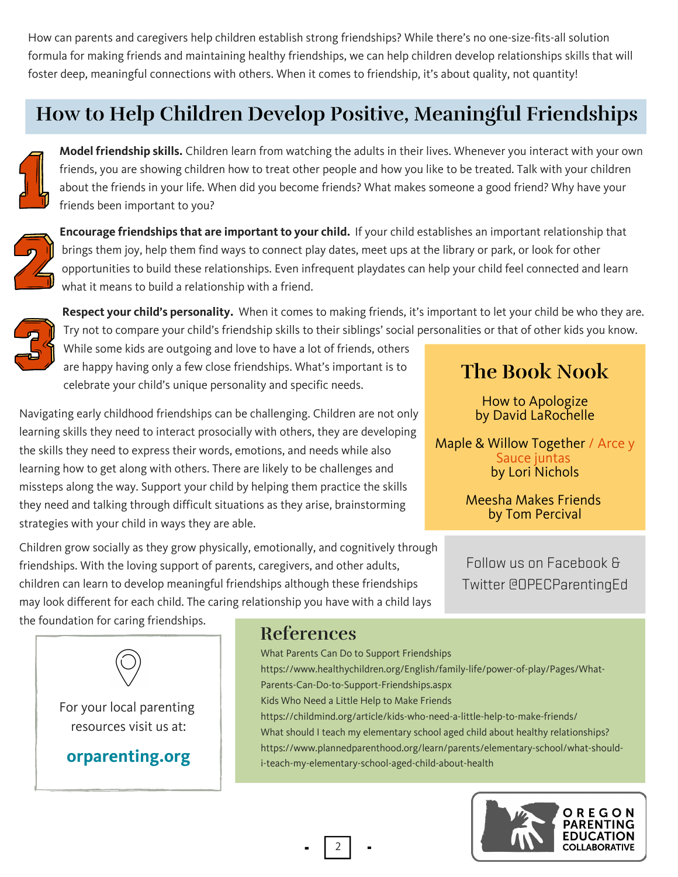How can parents and caregivers help children establish strong friendships? While there's no one-size-fits-all solution formula for making friends and maintaining healthy friendships, we can help children develop relationships skills that will foster deep, meaningful connections with others. When it comes to friendship, it's about quality, not quantity!

## How to Help Children Develop Positive, Meaningful Friendships

1. **Model friendship skills.** Children learn from watching the adults in their lives. Whenever you interact with your own friends, you are showing children how to treat other people and how you like to be treated. Talk with your children about the friends in your life. When did you become friends? What makes someone a good friend? Why have your friends been important to you?

2. **Encourage friendships that are important to your child.** If your child establishes an important relationship that brings them joy, help them find ways to connect play dates, meet ups at the library or park, or look for other opportunities to build these relationships. Even infrequent playdates can help your child feel connected and learn what it means to build a relationship with a friend.

3. **Respect your child's personality.** When it comes to making friends, it's important to let your child be who they are. Try not to compare your child's friendship skills to their siblings' social personalities or that of other kids you know. While some kids are outgoing and love to have a lot of friends, others are happy having only a few close friendships. What's important is to celebrate your child's unique personality and specific needs.

Navigating early childhood friendships can be challenging. Children are not only learning skills they need to interact prosocially with others, they are developing the skills they need to express their words, emotions, and needs while also learning how to get along with others. There are likely to be challenges and missteps along the way. Support your child by helping them practice the skills they need and talking through difficult situations as they arise, brainstorming strategies with your child in ways they are able.

Children grow socially as they grow physically, emotionally, and cognitively through friendships. With the loving support of parents, caregivers, and other adults, children can learn to develop meaningful friendships although these friendships may look different for each child. The caring relationship you have with a child lays the foundation for caring friendships.

## The Book Nook

How to Apologize
by David LaRochelle

Maple & Willow Together / Arce y Sauce juntas
by Lori Nichols

Meesha Makes Friends
by Tom Percival

Follow us on Facebook & Twitter @OPECParentingEd

For your local parenting resources visit us at:

**orparenting.org**

## References

What Parents Can Do to Support Friendships
https://www.healthychildren.org/English/family-life/power-of-play/Pages/What-Parents-Can-Do-to-Support-Friendships.aspx

Kids Who Need a Little Help to Make Friends
https://childmind.org/article/kids-who-need-a-little-help-to-make-friends/

What should I teach my elementary school aged child about healthy relationships?
https://www.plannedparenthood.org/learn/parents/elementary-school/what-should-i-teach-my-elementary-school-aged-child-about-health

OREGON PARENTING EDUCATION COLLABORATIVE